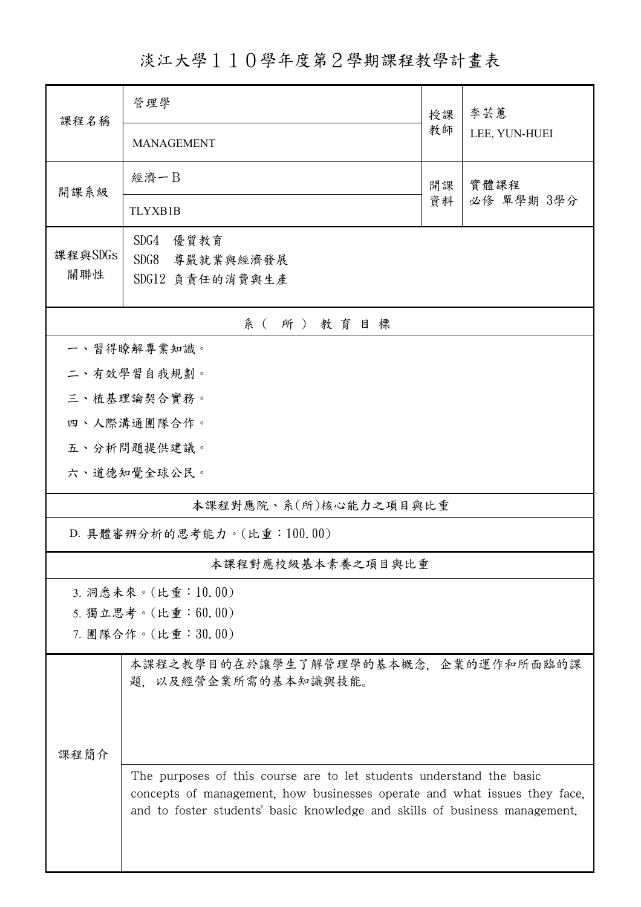# 淡江大學１１０學年度第２學期課程教學計畫表

| 課程名稱 | 管理學<br>MANAGEMENT | 授課教師 | 李芸蕙<br>LEE, YUN-HUEI |
|---|---|---|---|
| 開課系級 | 經濟一Ｂ<br>TLYXB1B | 開課資料 | 實體課程<br>必修 單學期 3學分 |
| 課程與SDGs關聯性 | SDG4 優質教育<br>SDG8 尊嚴就業與經濟發展<br>SDG12 負責任的消費與生產 | | |

## 系（所）教育目標

一、習得瞭解專業知識。

二、有效學習自我規劃。

三、植基理論契合實務。

四、人際溝通團隊合作。

五、分析問題提供建議。

六、道德知覺全球公民。

## 本課程對應院、系(所)核心能力之項目與比重

D. 具體審辨分析的思考能力。(比重：100.00)

## 本課程對應校級基本素養之項目與比重

3. 洞悉未來。(比重：10.00)
5. 獨立思考。(比重：60.00)
7. 團隊合作。(比重：30.00)

## 課程簡介

本課程之教學目的在於讓學生了解管理學的基本概念，企業的運作和所面臨的課題，以及經營企業所需的基本知識與技能。

The purposes of this course are to let students understand the basic concepts of management, how businesses operate and what issues they face, and to foster students' basic knowledge and skills of business management.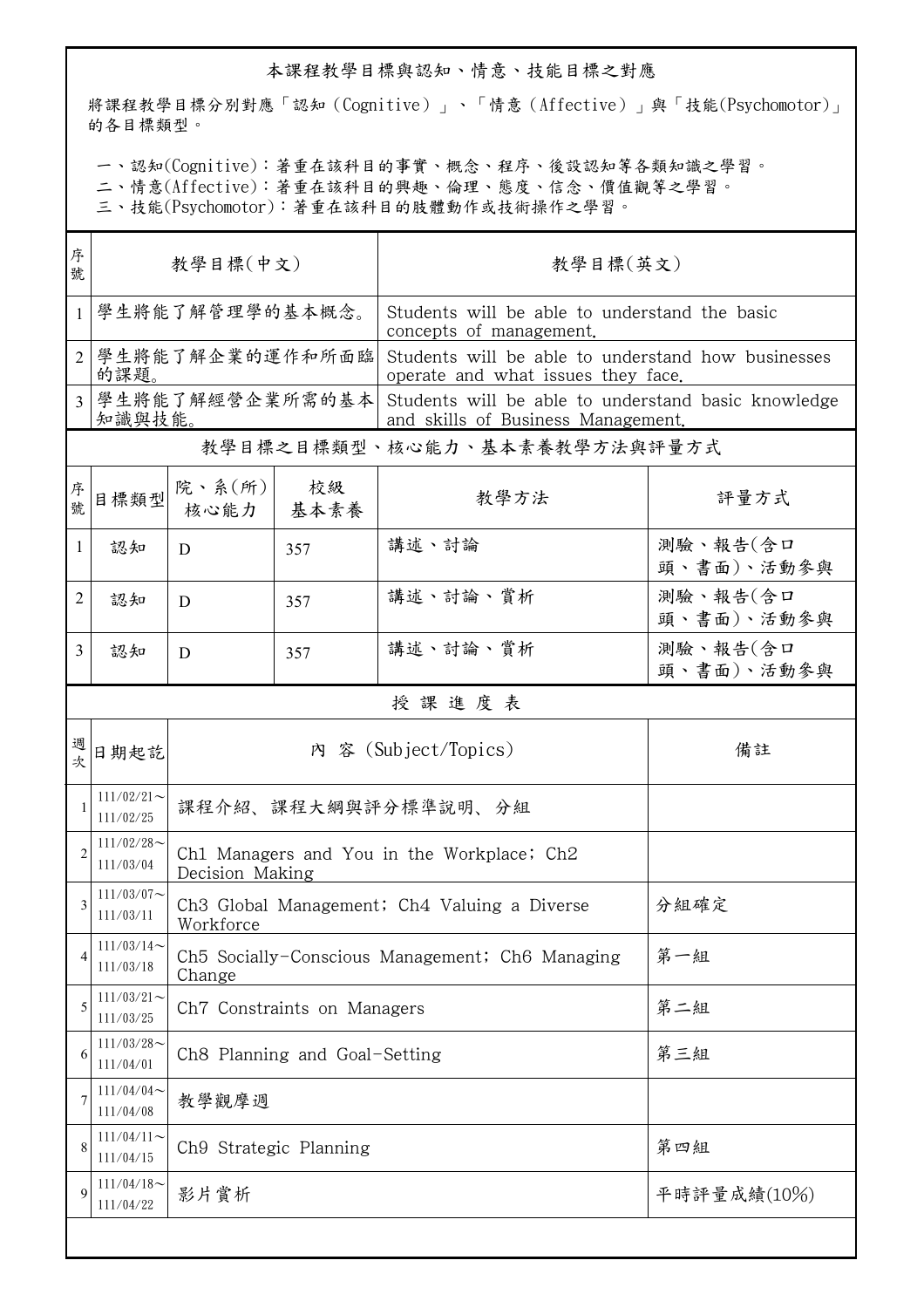## 本課程教學目標與認知、情意、技能目標之對應

將課程教學目標分別對應「認知（Cognitive）」、「情意（Affective）」與「技能(Psychomotor)」的各目標類型。

一、認知(Cognitive)：著重在該科目的事實、概念、程序、後設認知等各類知識之學習。
二、情意(Affective)：著重在該科目的興趣、倫理、態度、信念、價值觀等之學習。
三、技能(Psychomotor)：著重在該科目的肢體動作或技術操作之學習。

| 序號 | 教學目標(中文) | 教學目標(英文) |
|---|---|---|
| 1 | 學生將能了解管理學的基本概念。 | Students will be able to understand the basic concepts of management. |
| 2 | 學生將能了解企業的運作和所面臨的課題。 | Students will be able to understand how businesses operate and what issues they face. |
| 3 | 學生將能了解經營企業所需的基本知識與技能。 | Students will be able to understand basic knowledge and skills of Business Management. |

## 教學目標之目標類型、核心能力、基本素養教學方法與評量方式

| 序號 | 目標類型 | 院、系(所)核心能力 | 校級基本素養 | 教學方法 | 評量方式 |
|---|---|---|---|---|---|
| 1 | 認知 | D | 357 | 講述、討論 | 測驗、報告(含口頭、書面)、活動參與 |
| 2 | 認知 | D | 357 | 講述、討論、賞析 | 測驗、報告(含口頭、書面)、活動參與 |
| 3 | 認知 | D | 357 | 講述、討論、賞析 | 測驗、報告(含口頭、書面)、活動參與 |

## 授 課 進 度 表

| 週次 | 日期起訖 | 內 容 (Subject/Topics) | 備註 |
|---|---|---|---|
| 1 | 111/02/21～111/02/25 | 課程介紹、課程大綱與評分標準說明、分組 | |
| 2 | 111/02/28～111/03/04 | Ch1 Managers and You in the Workplace; Ch2 Decision Making | |
| 3 | 111/03/07～111/03/11 | Ch3 Global Management; Ch4 Valuing a Diverse Workforce | 分組確定 |
| 4 | 111/03/14～111/03/18 | Ch5 Socially-Conscious Management; Ch6 Managing Change | 第一組 |
| 5 | 111/03/21～111/03/25 | Ch7 Constraints on Managers | 第二組 |
| 6 | 111/03/28～111/04/01 | Ch8 Planning and Goal-Setting | 第三組 |
| 7 | 111/04/04～111/04/08 | 教學觀摩週 | |
| 8 | 111/04/11～111/04/15 | Ch9 Strategic Planning | 第四組 |
| 9 | 111/04/18～111/04/22 | 影片賞析 | 平時評量成績(10%) |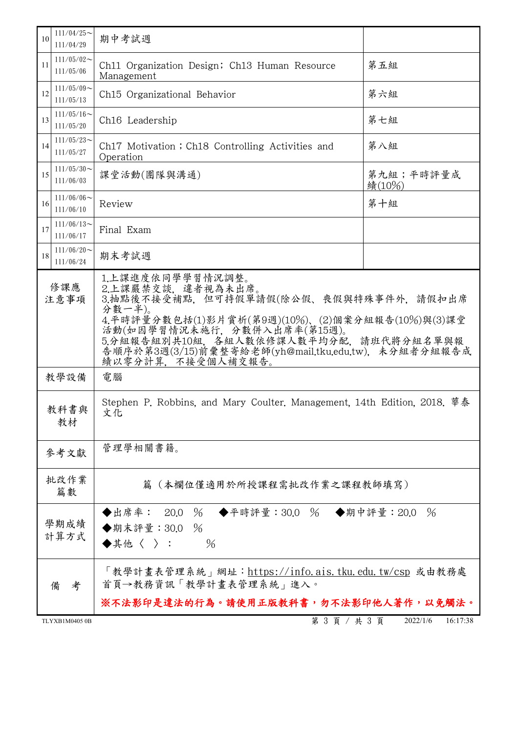| | | | |
|---|---|---|---|
| 10 | 111/04/25～<br>111/04/29 | 期中考試週 | |
| 11 | 111/05/02～<br>111/05/06 | Ch11 Organization Design; Ch13 Human Resource Management | 第五組 |
| 12 | 111/05/09～<br>111/05/13 | Ch15 Organizational Behavior | 第六組 |
| 13 | 111/05/16～<br>111/05/20 | Ch16 Leadership | 第七組 |
| 14 | 111/05/23～<br>111/05/27 | Ch17 Motivation；Ch18 Controlling Activities and Operation | 第八組 |
| 15 | 111/05/30～<br>111/06/03 | 課堂活動(團隊與溝通) | 第九組；平時評量成績(10%) |
| 16 | 111/06/06～<br>111/06/10 | Review | 第十組 |
| 17 | 111/06/13～<br>111/06/17 | Final Exam | |
| 18 | 111/06/20～<br>111/06/24 | 期末考試週 | |

| | |
|---|---|
| 修課應注意事項 | 1.上課進度依同學學習情況調整。<br>2.上課嚴禁交談，違者視為未出席。<br>3.抽點後不接受補點，但可持假單請假(除公假、喪假與特殊事件外，請假扣出席分數一半)。<br>4.平時評量分數包括(1)影片賞析(第9週)(10%)、(2)個案分組報告(10%)與(3)課堂活動(如因學習情況未施行，分數併入出席率(第15週)。<br>5.分組報告組別共10組，各組人數依修課人數平均分配，請班代將分組名單與報告順序於第3週(3/15)前彙整寄給老師(yh@mail.tku.edu.tw)，未分組者分組報告成績以零分計算，不接受個人補交報告。 |
| 教學設備 | 電腦 |
| 教科書與教材 | Stephen P. Robbins, and Mary Coulter. Management, 14th Edition, 2018. 華泰文化 |
| 參考文獻 | 管理學相關書籍。 |
| 批改作業篇數 | 篇（本欄位僅適用於所授課程需批改作業之課程教師填寫） |
| 學期成績計算方式 | ◆出席率： 20.0 %　◆平時評量：30.0 %　◆期中評量：20.0 %<br>◆期末評量：30.0 %<br>◆其他〈 〉： % |
| 備　考 | 「教學計畫表管理系統」網址：https://info.ais.tku.edu.tw/csp 或由教務處首頁→教務資訊「教學計畫表管理系統」進入。<br>**※不法影印是違法的行為。請使用正版教科書，勿不法影印他人著作，以免觸法。** |

TLYXB1M0405 0B　　2022/1/6　16:17:38